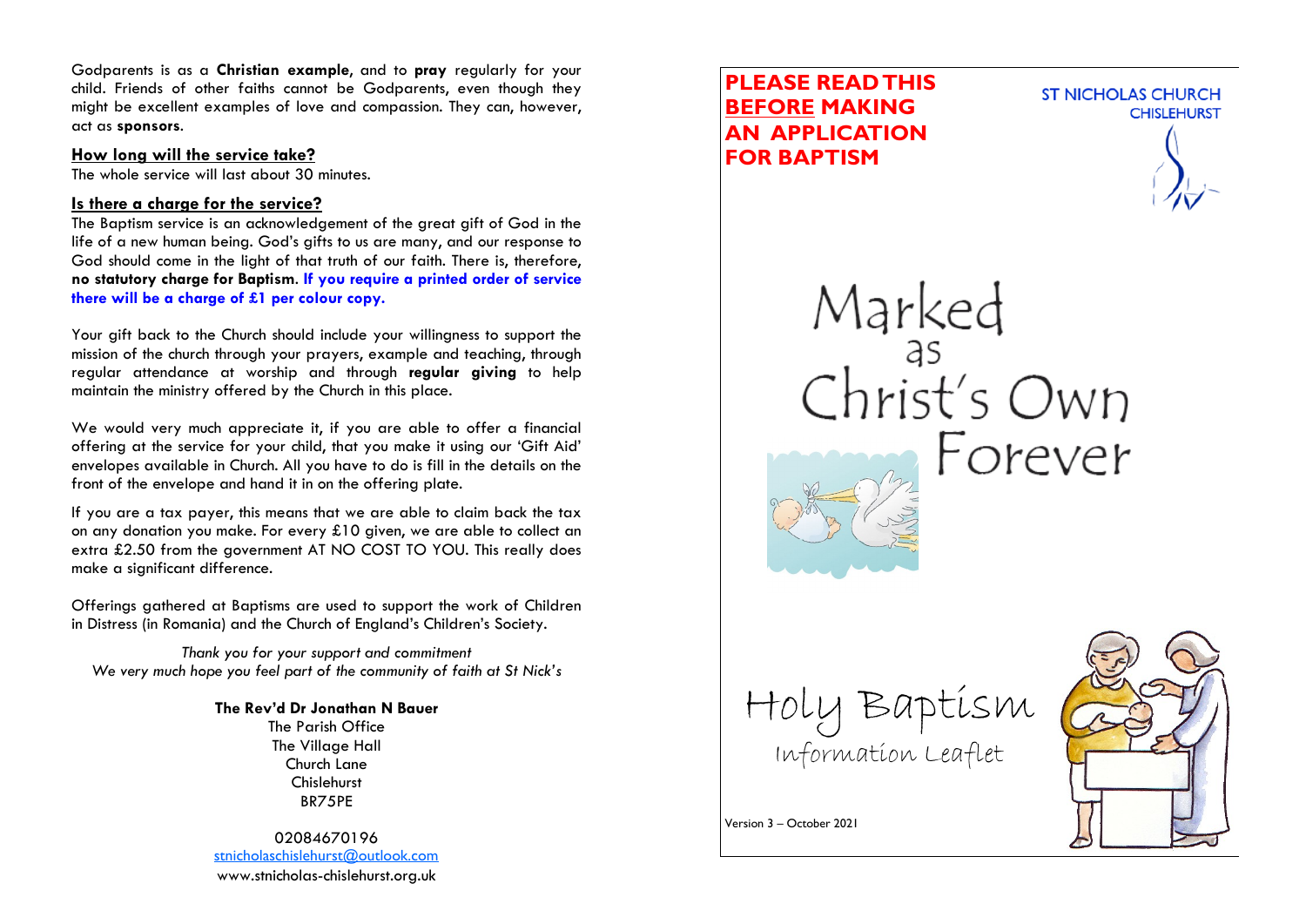Godparents is as a **Christian example**, and to **pray** regularly for your child. Friends of other faiths cannot be Godparents, even though they might be excellent examples of love and compassion. They can, however, act as **sponsors**.

### How long will the service take?

The whole service will last about 30 minutes.

### Is there a charge for the service?

The Baptism service is an acknowledgement of the great gift of God in the life of a new human being. God's gifts to us are many, and our response to God should come in the light of that truth of our faith. There is, therefore, **no statutory charge for Baptism**. **If you require a printed order of service there will be a charge of £1 per colour copy.**

Your gift back to the Church should include your willingness to support the mission of the church through your prayers, example and teaching, through regular attendance at worship and through **regular giving** to help maintain the ministry offered by the Church in this place.

We would very much appreciate it, if you are able to offer a financial offering at the service for your child, that you make it using our 'Gift Aid' envelopes available in Church. All you have to do is fill in the details on the front of the envelope and hand it in on the offering plate.

If you are a tax payer, this means that we are able to claim back the tax on any donation you make. For every £10 given, we are able to collect an extra £2.50 from the government AT NO COST TO YOU. This really does make a significant difference.

Offerings gathered at Baptisms are used to support the work of Children in Distress (in Romania) and the Church of England's Children's Society.

*Thank you for your support and commitment*
*We very much hope you feel part of the community of faith at St Nick's*

**The Rev'd Dr Jonathan N Bauer**
The Parish Office
The Village Hall
Church Lane
Chislehurst
BR75PE

02084670196
stnicholaschislehurst@outlook.com
www.stnicholas-chislehurst.org.uk

---

**PLEASE READ THIS BEFORE MAKING AN APPLICATION FOR BAPTISM**

ST NICHOLAS CHURCH
CHISLEHURST

# Marked as Christ's Own Forever

## Holy Baptism

Information Leaflet

Version 3 – October 2021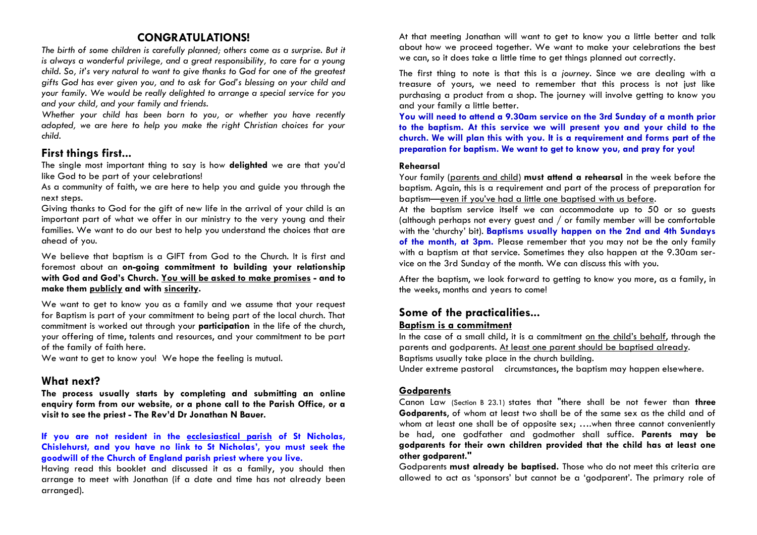## CONGRATULATIONS!

*The birth of some children is carefully planned; others come as a surprise. But it is always a wonderful privilege, and a great responsibility, to care for a young child. So, it's very natural to want to give thanks to God for one of the greatest gifts God has ever given you, and to ask for God's blessing on your child and your family. We would be really delighted to arrange a special service for you and your child, and your family and friends.*

*Whether your child has been born to you, or whether you have recently adopted, we are here to help you make the right Christian choices for your child.*

## First things first...

The single most important thing to say is how **delighted** we are that you'd like God to be part of your celebrations!

As a community of faith, we are here to help you and guide you through the next steps.

Giving thanks to God for the gift of new life in the arrival of your child is an important part of what we offer in our ministry to the very young and their families. We want to do our best to help you understand the choices that are ahead of you.

We believe that baptism is a GIFT from God to the Church. It is first and foremost about an **on-going commitment to building your relationship with God and God's Church.** **<u>You will be asked to make promises</u> - and to make them <u>publicly</u> and with <u>sincerity</u>.**

We want to get to know you as a family and we assume that your request for Baptism is part of your commitment to being part of the local church. That commitment is worked out through your **participation** in the life of the church, your offering of time, talents and resources, and your commitment to be part of the family of faith here.

We want to get to know you! We hope the feeling is mutual.

## What next?

**The process usually starts by completing and submitting an online enquiry form from our website, or a phone call to the Parish Office, or a visit to see the priest - The Rev'd Dr Jonathan N Bauer.**

**If you are not resident in the <u>ecclesiastical parish</u> of St Nicholas, Chislehurst, and you have no link to St Nicholas', you must seek the goodwill of the Church of England parish priest where you live.**

Having read this booklet and discussed it as a family, you should then arrange to meet with Jonathan (if a date and time has not already been arranged).

At that meeting Jonathan will want to get to know you a little better and talk about how we proceed together. We want to make your celebrations the best we can, so it does take a little time to get things planned out correctly.

The first thing to note is that this is a *journey*. Since we are dealing with a treasure of yours, we need to remember that this process is not just like purchasing a product from a shop. The journey will involve getting to know you and your family a little better.

**You will need to attend a 9.30am service on the 3rd Sunday of a month prior to the baptism. At this service we will present you and your child to the church. We will plan this with you. It is a requirement and forms part of the preparation for baptism. We want to get to know you, and pray for you!**

**Rehearsal**

Your family (<u>parents and child</u>) **must attend a rehearsal** in the week before the baptism. Again, this is a requirement and part of the process of preparation for baptism—<u>even if you've had a little one baptised with us before</u>.

At the baptism service itself we can accommodate up to 50 or so guests (although perhaps not every guest and / or family member will be comfortable with the 'churchy' bit). **Baptisms usually happen on the 2nd and 4th Sundays of the month, at 3pm.** Please remember that you may not be the only family with a baptism at that service. Sometimes they also happen at the 9.30am service on the 3rd Sunday of the month. We can discuss this with you.

After the baptism, we look forward to getting to know you more, as a family, in the weeks, months and years to come!

## Some of the practicalities...

**<u>Baptism is a commitment</u>**

In the case of a small child, it is a commitment <u>on the child's behalf</u>, through the parents and godparents. <u>At least one parent should be baptised already</u>.

Baptisms usually take place in the church building.

Under extreme pastoral circumstances, the baptism may happen elsewhere.

**<u>Godparents</u>**

Canon Law (Section B 23.1) states that "there shall be not fewer than **three Godparents**, of whom at least two shall be of the same sex as the child and of whom at least one shall be of opposite sex; ….when three cannot conveniently be had, one godfather and godmother shall suffice. **Parents may be godparents for their own children provided that the child has at least one other godparent."**

Godparents **must already be baptised.** Those who do not meet this criteria are allowed to act as 'sponsors' but cannot be a 'godparent'. The primary role of